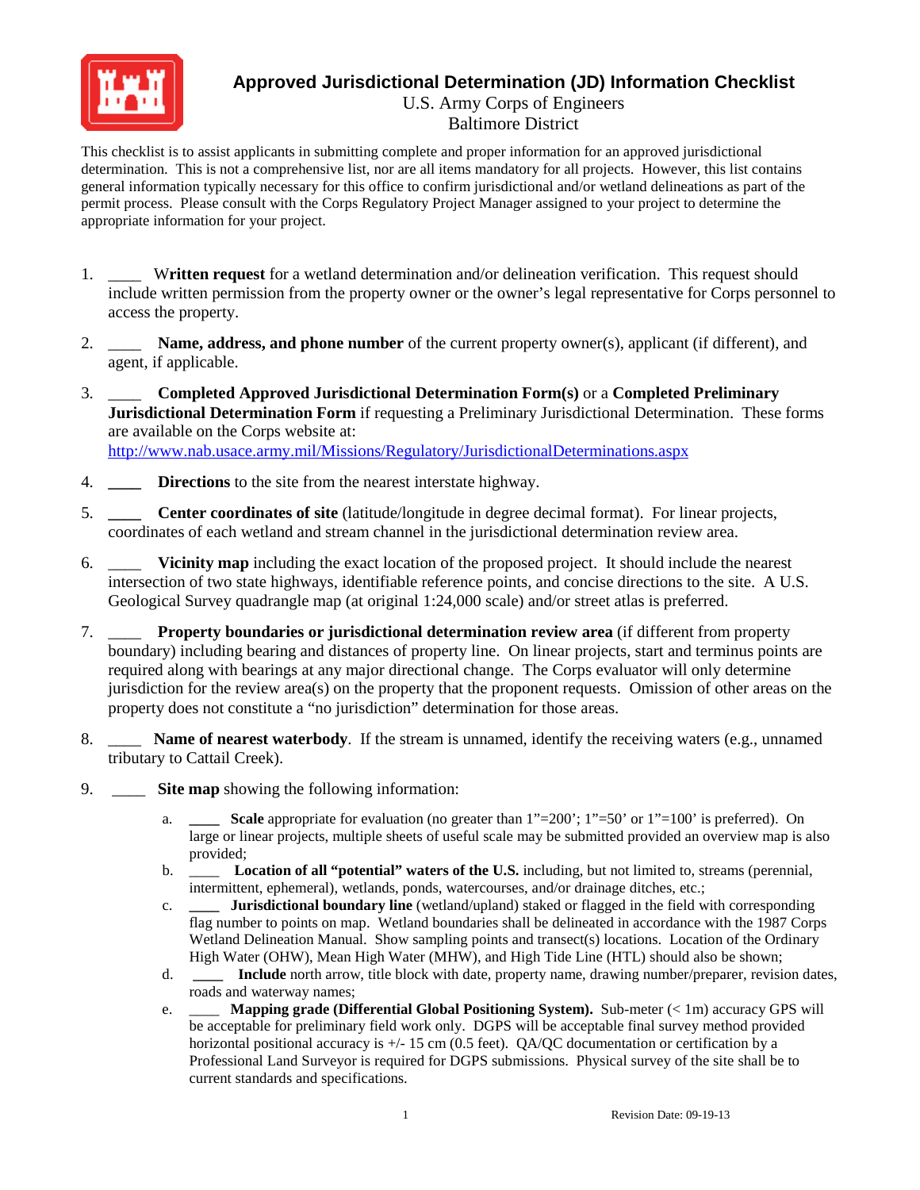# Approved Jurisdictional Determination (JD) Information Checklist

U.S. Army Corps of Engineers
Baltimore District

This checklist is to assist applicants in submitting complete and proper information for an approved jurisdictional determination. This is not a comprehensive list, nor are all items mandatory for all projects. However, this list contains general information typically necessary for this office to confirm jurisdictional and/or wetland delineations as part of the permit process. Please consult with the Corps Regulatory Project Manager assigned to your project to determine the appropriate information for your project.

1. ____ **Written request** for a wetland determination and/or delineation verification. This request should include written permission from the property owner or the owner's legal representative for Corps personnel to access the property.

2. ____ **Name, address, and phone number** of the current property owner(s), applicant (if different), and agent, if applicable.

3. ____ **Completed Approved Jurisdictional Determination Form(s)** or a **Completed Preliminary Jurisdictional Determination Form** if requesting a Preliminary Jurisdictional Determination. These forms are available on the Corps website at: http://www.nab.usace.army.mil/Missions/Regulatory/JurisdictionalDeterminations.aspx

4. ____ **Directions** to the site from the nearest interstate highway.

5. ____ **Center coordinates of site** (latitude/longitude in degree decimal format). For linear projects, coordinates of each wetland and stream channel in the jurisdictional determination review area.

6. ____ **Vicinity map** including the exact location of the proposed project. It should include the nearest intersection of two state highways, identifiable reference points, and concise directions to the site. A U.S. Geological Survey quadrangle map (at original 1:24,000 scale) and/or street atlas is preferred.

7. ____ **Property boundaries or jurisdictional determination review area** (if different from property boundary) including bearing and distances of property line. On linear projects, start and terminus points are required along with bearings at any major directional change. The Corps evaluator will only determine jurisdiction for the review area(s) on the property that the proponent requests. Omission of other areas on the property does not constitute a "no jurisdiction" determination for those areas.

8. ____ **Name of nearest waterbody**. If the stream is unnamed, identify the receiving waters (e.g., unnamed tributary to Cattail Creek).

9. ____ **Site map** showing the following information:

   a. ____ **Scale** appropriate for evaluation (no greater than 1"=200'; 1"=50' or 1"=100' is preferred). On large or linear projects, multiple sheets of useful scale may be submitted provided an overview map is also provided;

   b. ____ **Location of all "potential" waters of the U.S.** including, but not limited to, streams (perennial, intermittent, ephemeral), wetlands, ponds, watercourses, and/or drainage ditches, etc.;

   c. ____ **Jurisdictional boundary line** (wetland/upland) staked or flagged in the field with corresponding flag number to points on map. Wetland boundaries shall be delineated in accordance with the 1987 Corps Wetland Delineation Manual. Show sampling points and transect(s) locations. Location of the Ordinary High Water (OHW), Mean High Water (MHW), and High Tide Line (HTL) should also be shown;

   d. ____ **Include** north arrow, title block with date, property name, drawing number/preparer, revision dates, roads and waterway names;

   e. ____ **Mapping grade (Differential Global Positioning System).** Sub-meter (< 1m) accuracy GPS will be acceptable for preliminary field work only. DGPS will be acceptable final survey method provided horizontal positional accuracy is +/- 15 cm (0.5 feet). QA/QC documentation or certification by a Professional Land Surveyor is required for DGPS submissions. Physical survey of the site shall be to current standards and specifications.

Revision Date: 09-19-13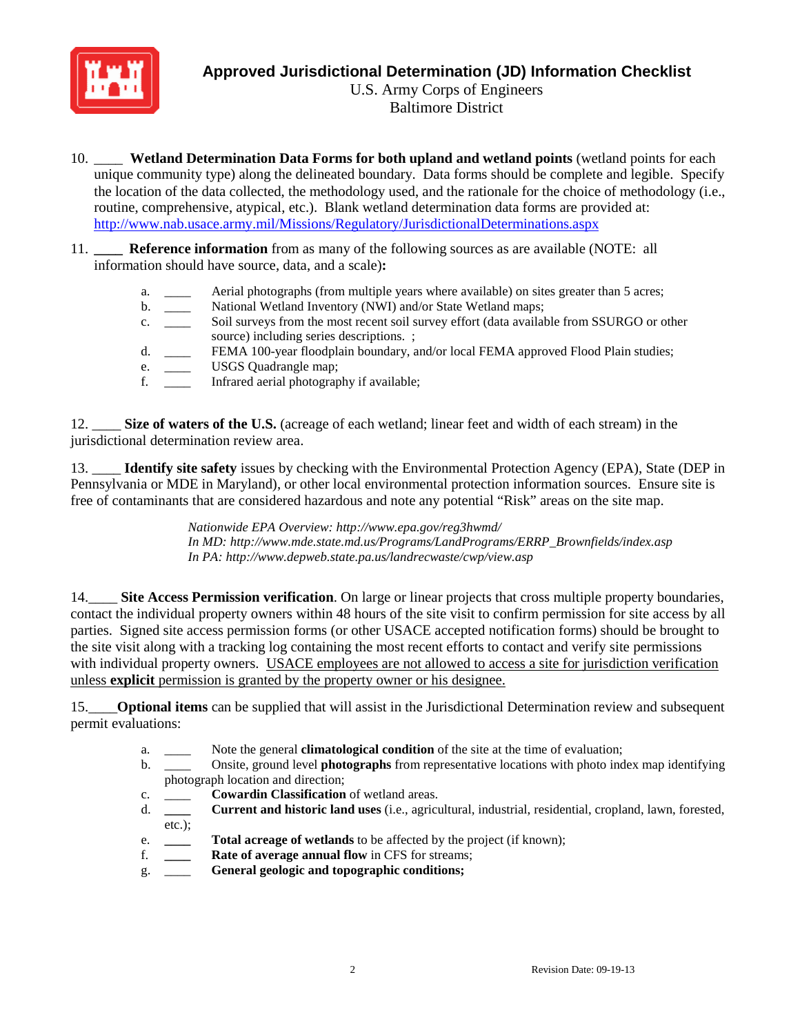# Approved Jurisdictional Determination (JD) Information Checklist

U.S. Army Corps of Engineers
Baltimore District

10. ____ **Wetland Determination Data Forms for both upland and wetland points** (wetland points for each unique community type) along the delineated boundary. Data forms should be complete and legible. Specify the location of the data collected, the methodology used, and the rationale for the choice of methodology (i.e., routine, comprehensive, atypical, etc.). Blank wetland determination data forms are provided at: http://www.nab.usace.army.mil/Missions/Regulatory/JurisdictionalDeterminations.aspx

11. ____ **Reference information** from as many of the following sources as are available (NOTE: all information should have source, data, and a scale)**:**

    a. ____ Aerial photographs (from multiple years where available) on sites greater than 5 acres;
    b. ____ National Wetland Inventory (NWI) and/or State Wetland maps;
    c. ____ Soil surveys from the most recent soil survey effort (data available from SSURGO or other source) including series descriptions. ;
    d. ____ FEMA 100-year floodplain boundary, and/or local FEMA approved Flood Plain studies;
    e. ____ USGS Quadrangle map;
    f. ____ Infrared aerial photography if available;

12. ____ **Size of waters of the U.S.** (acreage of each wetland; linear feet and width of each stream) in the jurisdictional determination review area.

13. ____ **Identify site safety** issues by checking with the Environmental Protection Agency (EPA), State (DEP in Pennsylvania or MDE in Maryland), or other local environmental protection information sources. Ensure site is free of contaminants that are considered hazardous and note any potential "Risk" areas on the site map.

    *Nationwide EPA Overview: http://www.epa.gov/reg3hwmd/*
    *In MD: http://www.mde.state.md.us/Programs/LandPrograms/ERRP_Brownfields/index.asp*
    *In PA: http://www.depweb.state.pa.us/landrecwaste/cwp/view.asp*

14. ____ **Site Access Permission verification**. On large or linear projects that cross multiple property boundaries, contact the individual property owners within 48 hours of the site visit to confirm permission for site access by all parties. Signed site access permission forms (or other USACE accepted notification forms) should be brought to the site visit along with a tracking log containing the most recent efforts to contact and verify site permissions with individual property owners. USACE employees are not allowed to access a site for jurisdiction verification unless **explicit** permission is granted by the property owner or his designee.

15. ____ **Optional items** can be supplied that will assist in the Jurisdictional Determination review and subsequent permit evaluations:

    a. ____ Note the general **climatological condition** of the site at the time of evaluation;
    b. ____ Onsite, ground level **photographs** from representative locations with photo index map identifying photograph location and direction;
    c. ____ **Cowardin Classification** of wetland areas.
    d. ____ **Current and historic land uses** (i.e., agricultural, industrial, residential, cropland, lawn, forested, etc.);
    e. ____ **Total acreage of wetlands** to be affected by the project (if known);
    f. ____ **Rate of average annual flow** in CFS for streams;
    g. ____ **General geologic and topographic conditions;**

Revision Date: 09-19-13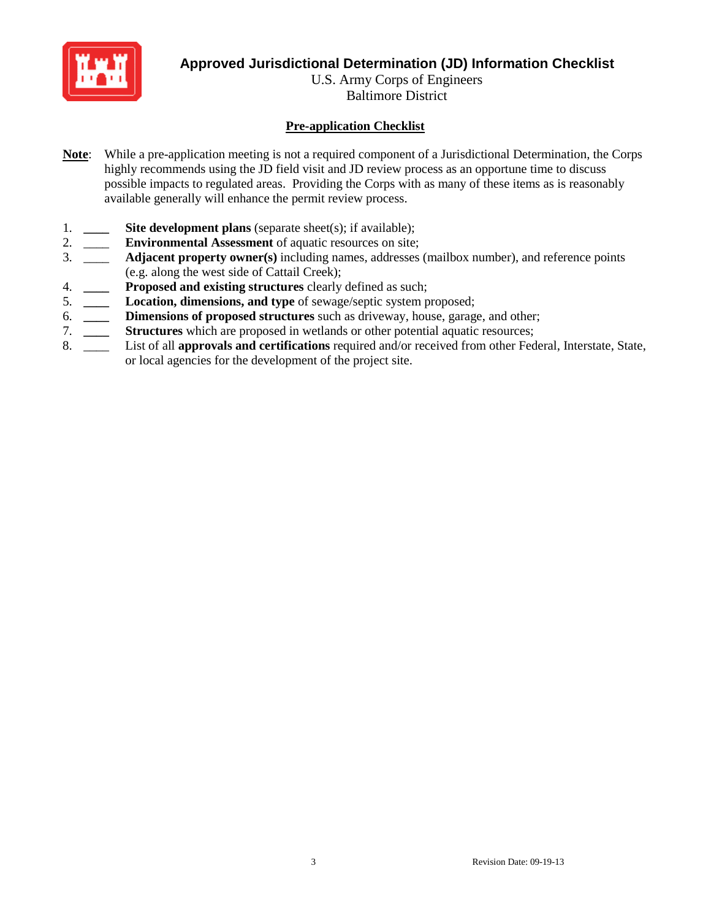# Approved Jurisdictional Determination (JD) Information Checklist

U.S. Army Corps of Engineers
Baltimore District

## Pre-application Checklist

**Note**: While a pre-application meeting is not a required component of a Jurisdictional Determination, the Corps highly recommends using the JD field visit and JD review process as an opportune time to discuss possible impacts to regulated areas. Providing the Corps with as many of these items as is reasonably available generally will enhance the permit review process.

1. ____ **Site development plans** (separate sheet(s); if available);
2. ____ **Environmental Assessment** of aquatic resources on site;
3. ____ **Adjacent property owner(s)** including names, addresses (mailbox number), and reference points (e.g. along the west side of Cattail Creek);
4. ____ **Proposed and existing structures** clearly defined as such;
5. ____ **Location, dimensions, and type** of sewage/septic system proposed;
6. ____ **Dimensions of proposed structures** such as driveway, house, garage, and other;
7. ____ **Structures** which are proposed in wetlands or other potential aquatic resources;
8. ____ List of all **approvals and certifications** required and/or received from other Federal, Interstate, State, or local agencies for the development of the project site.

Revision Date: 09-19-13